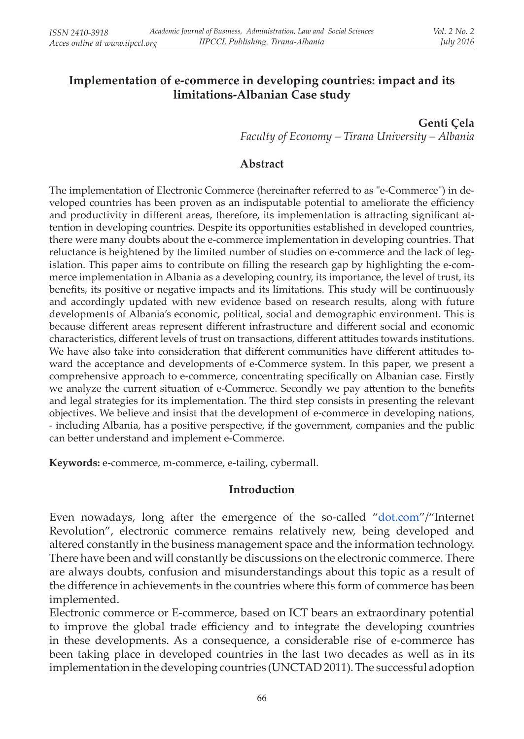# Implementation of e-commerce in developing countries: impact and its limitations-Albanian Case study

**Genti Çela**
*Faculty of Economy – Tirana University – Albania*

## Abstract

The implementation of Electronic Commerce (hereinafter referred to as "e-Commerce") in developed countries has been proven as an indisputable potential to ameliorate the efficiency and productivity in different areas, therefore, its implementation is attracting significant attention in developing countries. Despite its opportunities established in developed countries, there were many doubts about the e-commerce implementation in developing countries. That reluctance is heightened by the limited number of studies on e-commerce and the lack of legislation. This paper aims to contribute on filling the research gap by highlighting the e-commerce implementation in Albania as a developing country, its importance, the level of trust, its benefits, its positive or negative impacts and its limitations. This study will be continuously and accordingly updated with new evidence based on research results, along with future developments of Albania's economic, political, social and demographic environment. This is because different areas represent different infrastructure and different social and economic characteristics, different levels of trust on transactions, different attitudes towards institutions. We have also take into consideration that different communities have different attitudes toward the acceptance and developments of e-Commerce system. In this paper, we present a comprehensive approach to e-commerce, concentrating specifically on Albanian case. Firstly we analyze the current situation of e-Commerce. Secondly we pay attention to the benefits and legal strategies for its implementation. The third step consists in presenting the relevant objectives. We believe and insist that the development of e-commerce in developing nations, - including Albania, has a positive perspective, if the government, companies and the public can better understand and implement e-Commerce.

**Keywords:** e-commerce, m-commerce, e-tailing, cybermall.

## Introduction

Even nowadays, long after the emergence of the so-called "dot.com"/"Internet Revolution", electronic commerce remains relatively new, being developed and altered constantly in the business management space and the information technology. There have been and will constantly be discussions on the electronic commerce. There are always doubts, confusion and misunderstandings about this topic as a result of the difference in achievements in the countries where this form of commerce has been implemented.

Electronic commerce or E-commerce, based on ICT bears an extraordinary potential to improve the global trade efficiency and to integrate the developing countries in these developments. As a consequence, a considerable rise of e-commerce has been taking place in developed countries in the last two decades as well as in its implementation in the developing countries (UNCTAD 2011). The successful adoption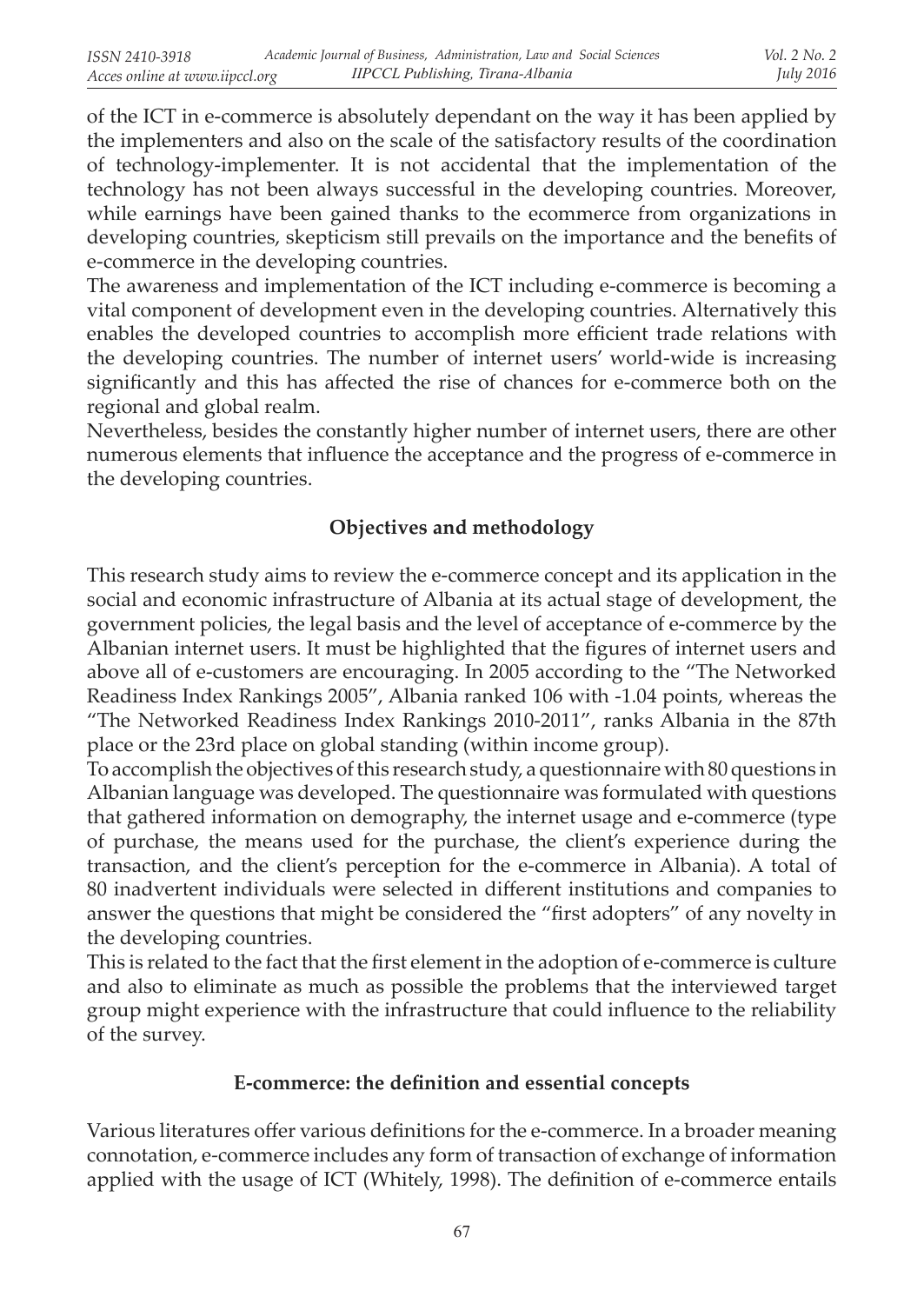of the ICT in e-commerce is absolutely dependant on the way it has been applied by the implementers and also on the scale of the satisfactory results of the coordination of technology-implementer. It is not accidental that the implementation of the technology has not been always successful in the developing countries. Moreover, while earnings have been gained thanks to the ecommerce from organizations in developing countries, skepticism still prevails on the importance and the benefits of e-commerce in the developing countries.

The awareness and implementation of the ICT including e-commerce is becoming a vital component of development even in the developing countries. Alternatively this enables the developed countries to accomplish more efficient trade relations with the developing countries. The number of internet users' world-wide is increasing significantly and this has affected the rise of chances for e-commerce both on the regional and global realm.

Nevertheless, besides the constantly higher number of internet users, there are other numerous elements that influence the acceptance and the progress of e-commerce in the developing countries.

## Objectives and methodology

This research study aims to review the e-commerce concept and its application in the social and economic infrastructure of Albania at its actual stage of development, the government policies, the legal basis and the level of acceptance of e-commerce by the Albanian internet users. It must be highlighted that the figures of internet users and above all of e-customers are encouraging. In 2005 according to the "The Networked Readiness Index Rankings 2005", Albania ranked 106 with -1.04 points, whereas the "The Networked Readiness Index Rankings 2010-2011", ranks Albania in the 87th place or the 23rd place on global standing (within income group).

To accomplish the objectives of this research study, a questionnaire with 80 questions in Albanian language was developed. The questionnaire was formulated with questions that gathered information on demography, the internet usage and e-commerce (type of purchase, the means used for the purchase, the client's experience during the transaction, and the client's perception for the e-commerce in Albania). A total of 80 inadvertent individuals were selected in different institutions and companies to answer the questions that might be considered the "first adopters" of any novelty in the developing countries.

This is related to the fact that the first element in the adoption of e-commerce is culture and also to eliminate as much as possible the problems that the interviewed target group might experience with the infrastructure that could influence to the reliability of the survey.

## E-commerce: the definition and essential concepts

Various literatures offer various definitions for the e-commerce. In a broader meaning connotation, e-commerce includes any form of transaction of exchange of information applied with the usage of ICT (Whitely, 1998). The definition of e-commerce entails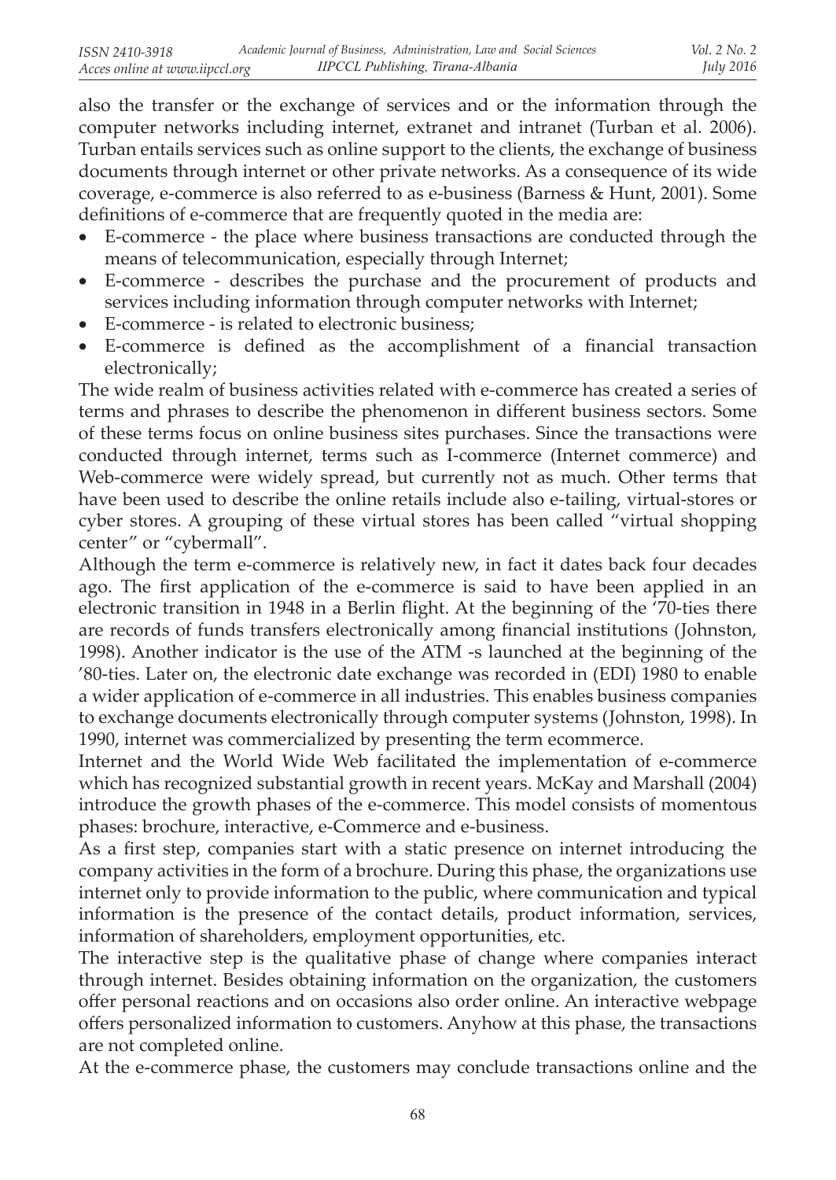also the transfer or the exchange of services and or the information through the computer networks including internet, extranet and intranet (Turban et al. 2006). Turban entails services such as online support to the clients, the exchange of business documents through internet or other private networks. As a consequence of its wide coverage, e-commerce is also referred to as e-business (Barness & Hunt, 2001). Some definitions of e-commerce that are frequently quoted in the media are:

- E-commerce - the place where business transactions are conducted through the means of telecommunication, especially through Internet;
- E-commerce - describes the purchase and the procurement of products and services including information through computer networks with Internet;
- E-commerce - is related to electronic business;
- E-commerce is defined as the accomplishment of a financial transaction electronically;

The wide realm of business activities related with e-commerce has created a series of terms and phrases to describe the phenomenon in different business sectors. Some of these terms focus on online business sites purchases. Since the transactions were conducted through internet, terms such as I-commerce (Internet commerce) and Web-commerce were widely spread, but currently not as much. Other terms that have been used to describe the online retails include also e-tailing, virtual-stores or cyber stores. A grouping of these virtual stores has been called "virtual shopping center" or "cybermall".

Although the term e-commerce is relatively new, in fact it dates back four decades ago. The first application of the e-commerce is said to have been applied in an electronic transition in 1948 in a Berlin flight. At the beginning of the '70-ties there are records of funds transfers electronically among financial institutions (Johnston, 1998). Another indicator is the use of the ATM -s launched at the beginning of the '80-ties. Later on, the electronic date exchange was recorded in (EDI) 1980 to enable a wider application of e-commerce in all industries. This enables business companies to exchange documents electronically through computer systems (Johnston, 1998). In 1990, internet was commercialized by presenting the term ecommerce.

Internet and the World Wide Web facilitated the implementation of e-commerce which has recognized substantial growth in recent years. McKay and Marshall (2004) introduce the growth phases of the e-commerce. This model consists of momentous phases: brochure, interactive, e-Commerce and e-business.

As a first step, companies start with a static presence on internet introducing the company activities in the form of a brochure. During this phase, the organizations use internet only to provide information to the public, where communication and typical information is the presence of the contact details, product information, services, information of shareholders, employment opportunities, etc.

The interactive step is the qualitative phase of change where companies interact through internet. Besides obtaining information on the organization, the customers offer personal reactions and on occasions also order online. An interactive webpage offers personalized information to customers. Anyhow at this phase, the transactions are not completed online.

At the e-commerce phase, the customers may conclude transactions online and the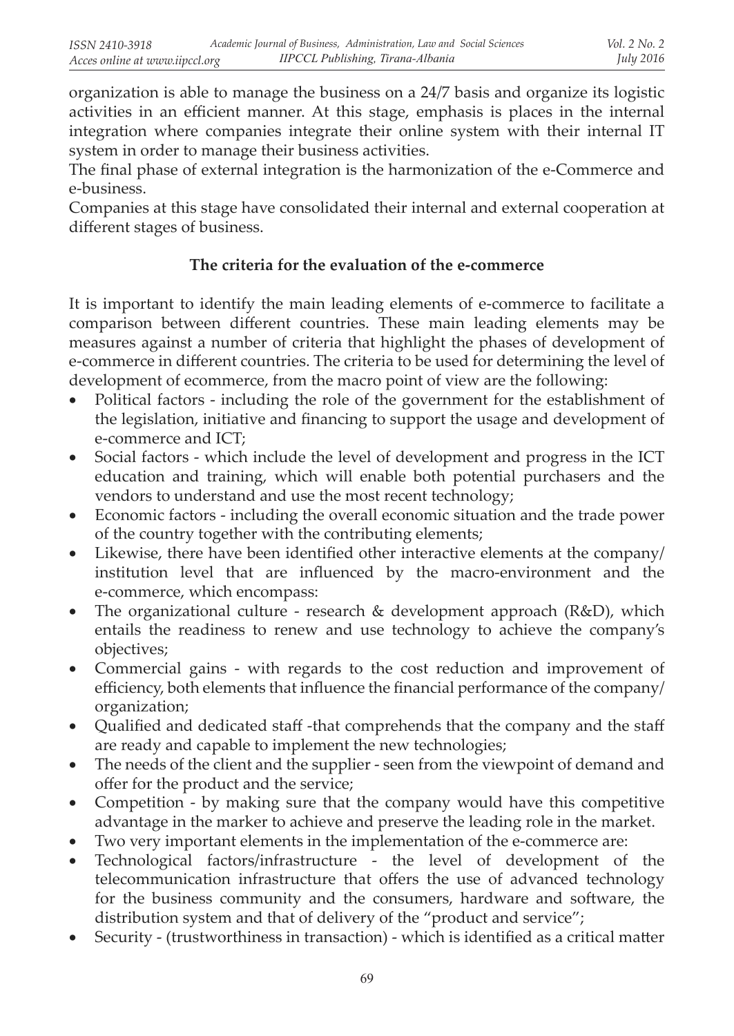organization is able to manage the business on a 24/7 basis and organize its logistic activities in an efficient manner. At this stage, emphasis is places in the internal integration where companies integrate their online system with their internal IT system in order to manage their business activities.

The final phase of external integration is the harmonization of the e-Commerce and e-business.

Companies at this stage have consolidated their internal and external cooperation at different stages of business.

### The criteria for the evaluation of the e-commerce

It is important to identify the main leading elements of e-commerce to facilitate a comparison between different countries. These main leading elements may be measures against a number of criteria that highlight the phases of development of e-commerce in different countries. The criteria to be used for determining the level of development of ecommerce, from the macro point of view are the following:

- Political factors - including the role of the government for the establishment of the legislation, initiative and financing to support the usage and development of e-commerce and ICT;
- Social factors - which include the level of development and progress in the ICT education and training, which will enable both potential purchasers and the vendors to understand and use the most recent technology;
- Economic factors - including the overall economic situation and the trade power of the country together with the contributing elements;
- Likewise, there have been identified other interactive elements at the company/ institution level that are influenced by the macro-environment and the e-commerce, which encompass:
- The organizational culture - research & development approach (R&D), which entails the readiness to renew and use technology to achieve the company's objectives;
- Commercial gains - with regards to the cost reduction and improvement of efficiency, both elements that influence the financial performance of the company/ organization;
- Qualified and dedicated staff -that comprehends that the company and the staff are ready and capable to implement the new technologies;
- The needs of the client and the supplier - seen from the viewpoint of demand and offer for the product and the service;
- Competition - by making sure that the company would have this competitive advantage in the marker to achieve and preserve the leading role in the market.
- Two very important elements in the implementation of the e-commerce are:
- Technological factors/infrastructure - the level of development of the telecommunication infrastructure that offers the use of advanced technology for the business community and the consumers, hardware and software, the distribution system and that of delivery of the "product and service";
- Security - (trustworthiness in transaction) - which is identified as a critical matter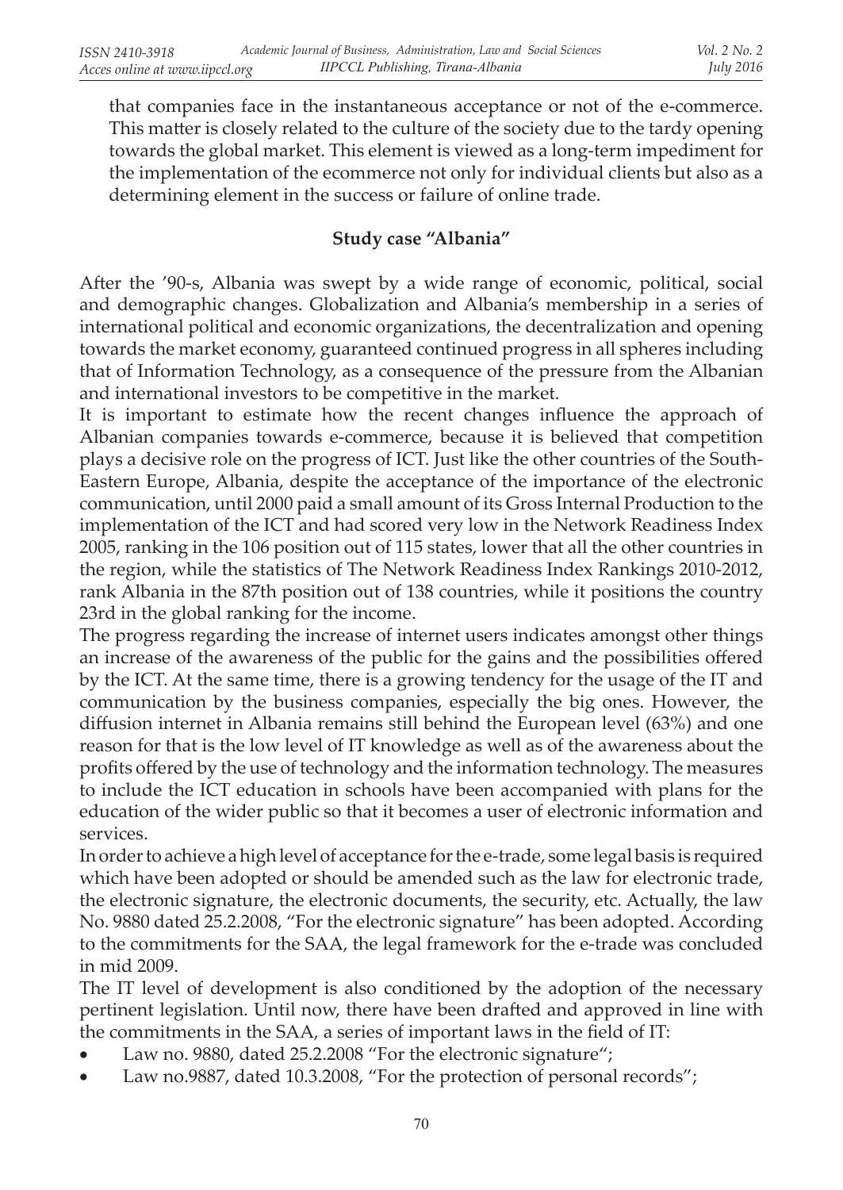that companies face in the instantaneous acceptance or not of the e-commerce. This matter is closely related to the culture of the society due to the tardy opening towards the global market. This element is viewed as a long-term impediment for the implementation of the ecommerce not only for individual clients but also as a determining element in the success or failure of online trade.

## Study case "Albania"

After the '90-s, Albania was swept by a wide range of economic, political, social and demographic changes. Globalization and Albania's membership in a series of international political and economic organizations, the decentralization and opening towards the market economy, guaranteed continued progress in all spheres including that of Information Technology, as a consequence of the pressure from the Albanian and international investors to be competitive in the market.

It is important to estimate how the recent changes influence the approach of Albanian companies towards e-commerce, because it is believed that competition plays a decisive role on the progress of ICT. Just like the other countries of the South-Eastern Europe, Albania, despite the acceptance of the importance of the electronic communication, until 2000 paid a small amount of its Gross Internal Production to the implementation of the ICT and had scored very low in the Network Readiness Index 2005, ranking in the 106 position out of 115 states, lower that all the other countries in the region, while the statistics of The Network Readiness Index Rankings 2010-2012, rank Albania in the 87th position out of 138 countries, while it positions the country 23rd in the global ranking for the income.

The progress regarding the increase of internet users indicates amongst other things an increase of the awareness of the public for the gains and the possibilities offered by the ICT. At the same time, there is a growing tendency for the usage of the IT and communication by the business companies, especially the big ones. However, the diffusion internet in Albania remains still behind the European level (63%) and one reason for that is the low level of IT knowledge as well as of the awareness about the profits offered by the use of technology and the information technology. The measures to include the ICT education in schools have been accompanied with plans for the education of the wider public so that it becomes a user of electronic information and services.

In order to achieve a high level of acceptance for the e-trade, some legal basis is required which have been adopted or should be amended such as the law for electronic trade, the electronic signature, the electronic documents, the security, etc. Actually, the law No. 9880 dated 25.2.2008, "For the electronic signature" has been adopted. According to the commitments for the SAA, the legal framework for the e-trade was concluded in mid 2009.

The IT level of development is also conditioned by the adoption of the necessary pertinent legislation. Until now, there have been drafted and approved in line with the commitments in the SAA, a series of important laws in the field of IT:

- Law no. 9880, dated 25.2.2008 "For the electronic signature";
- Law no.9887, dated 10.3.2008, "For the protection of personal records";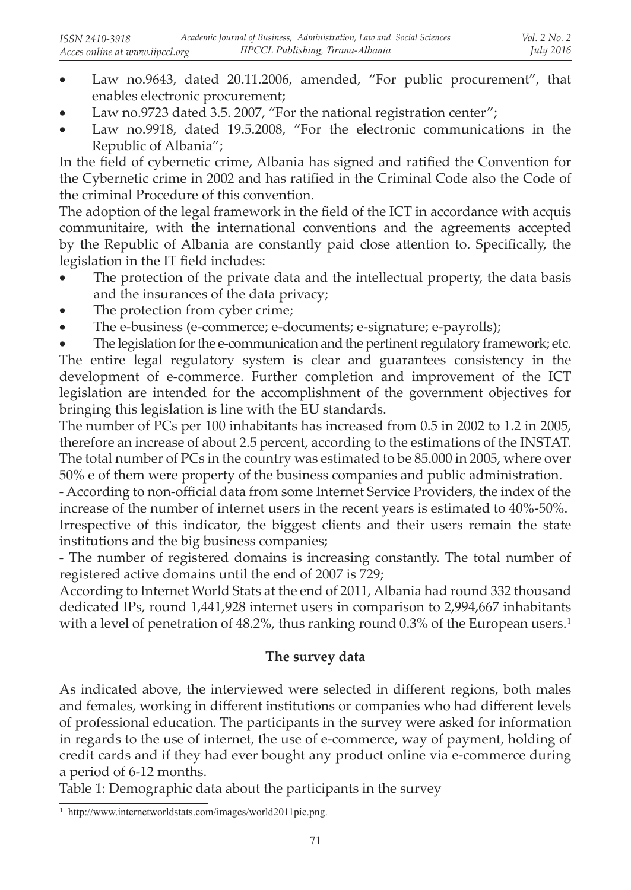- Law no.9643, dated 20.11.2006, amended, "For public procurement", that enables electronic procurement;
- Law no.9723 dated 3.5. 2007, "For the national registration center";
- Law no.9918, dated 19.5.2008, "For the electronic communications in the Republic of Albania";

In the field of cybernetic crime, Albania has signed and ratified the Convention for the Cybernetic crime in 2002 and has ratified in the Criminal Code also the Code of the criminal Procedure of this convention.

The adoption of the legal framework in the field of the ICT in accordance with acquis communitaire, with the international conventions and the agreements accepted by the Republic of Albania are constantly paid close attention to. Specifically, the legislation in the IT field includes:

- The protection of the private data and the intellectual property, the data basis and the insurances of the data privacy;
- The protection from cyber crime;
- The e-business (e-commerce; e-documents; e-signature; e-payrolls);
- The legislation for the e-communication and the pertinent regulatory framework; etc.

The entire legal regulatory system is clear and guarantees consistency in the development of e-commerce. Further completion and improvement of the ICT legislation are intended for the accomplishment of the government objectives for bringing this legislation is line with the EU standards.

The number of PCs per 100 inhabitants has increased from 0.5 in 2002 to 1.2 in 2005, therefore an increase of about 2.5 percent, according to the estimations of the INSTAT. The total number of PCs in the country was estimated to be 85.000 in 2005, where over 50% e of them were property of the business companies and public administration.

- According to non-official data from some Internet Service Providers, the index of the increase of the number of internet users in the recent years is estimated to 40%-50%. Irrespective of this indicator, the biggest clients and their users remain the state institutions and the big business companies;

- The number of registered domains is increasing constantly. The total number of registered active domains until the end of 2007 is 729;

According to Internet World Stats at the end of 2011, Albania had round 332 thousand dedicated IPs, round 1,441,928 internet users in comparison to 2,994,667 inhabitants with a level of penetration of 48.2%, thus ranking round 0.3% of the European users.[1]

## The survey data

As indicated above, the interviewed were selected in different regions, both males and females, working in different institutions or companies who had different levels of professional education. The participants in the survey were asked for information in regards to the use of internet, the use of e-commerce, way of payment, holding of credit cards and if they had ever bought any product online via e-commerce during a period of 6-12 months.

Table 1: Demographic data about the participants in the survey

[1] http://www.internetworldstats.com/images/world2011pie.png.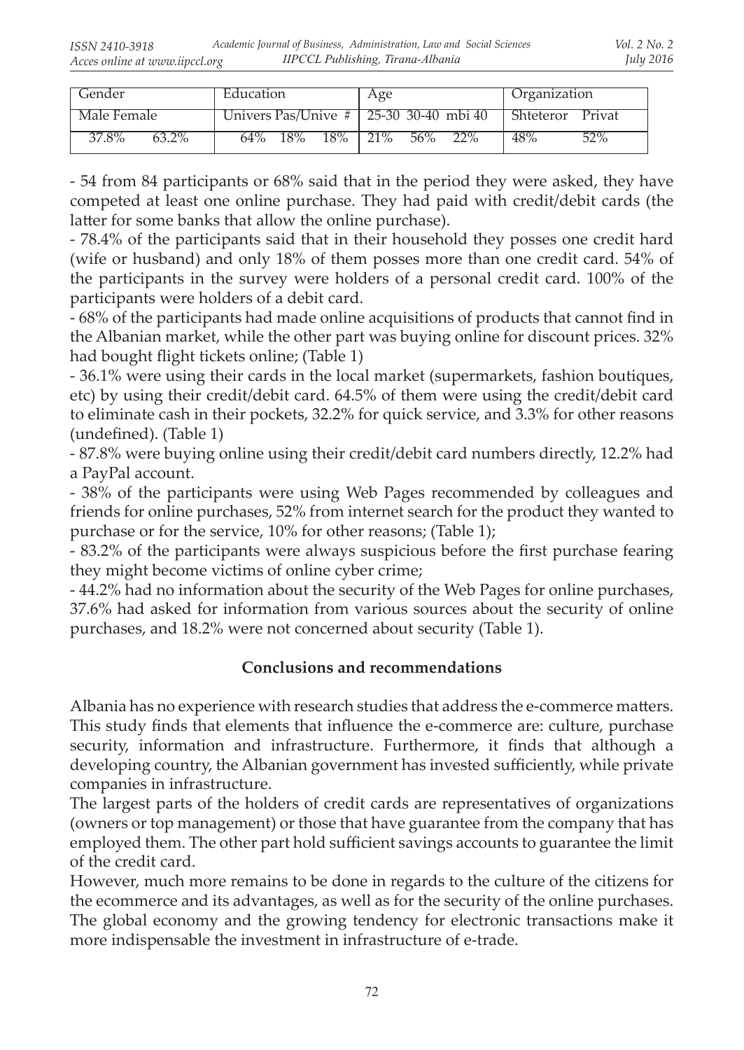| Gender | | Education | | | Age | | | Organization | |
|---|---|---|---|---|---|---|---|---|---|
| Male | Female | Univers | Pas/Unive | # | 25-30 | 30-40 | mbi 40 | Shteteror | Privat |
| 37.8% | 63.2% | 64% | 18% | 18% | 21% | 56% | 22% | 48% | 52% |

- 54 from 84 participants or 68% said that in the period they were asked, they have competed at least one online purchase. They had paid with credit/debit cards (the latter for some banks that allow the online purchase).
- 78.4% of the participants said that in their household they posses one credit hard (wife or husband) and only 18% of them posses more than one credit card. 54% of the participants in the survey were holders of a personal credit card. 100% of the participants were holders of a debit card.
- 68% of the participants had made online acquisitions of products that cannot find in the Albanian market, while the other part was buying online for discount prices. 32% had bought flight tickets online; (Table 1)
- 36.1% were using their cards in the local market (supermarkets, fashion boutiques, etc) by using their credit/debit card. 64.5% of them were using the credit/debit card to eliminate cash in their pockets, 32.2% for quick service, and 3.3% for other reasons (undefined). (Table 1)
- 87.8% were buying online using their credit/debit card numbers directly, 12.2% had a PayPal account.
- 38% of the participants were using Web Pages recommended by colleagues and friends for online purchases, 52% from internet search for the product they wanted to purchase or for the service, 10% for other reasons; (Table 1);
- 83.2% of the participants were always suspicious before the first purchase fearing they might become victims of online cyber crime;
- 44.2% had no information about the security of the Web Pages for online purchases, 37.6% had asked for information from various sources about the security of online purchases, and 18.2% were not concerned about security (Table 1).

## Conclusions and recommendations

Albania has no experience with research studies that address the e-commerce matters. This study finds that elements that influence the e-commerce are: culture, purchase security, information and infrastructure. Furthermore, it finds that although a developing country, the Albanian government has invested sufficiently, while private companies in infrastructure.

The largest parts of the holders of credit cards are representatives of organizations (owners or top management) or those that have guarantee from the company that has employed them. The other part hold sufficient savings accounts to guarantee the limit of the credit card.

However, much more remains to be done in regards to the culture of the citizens for the ecommerce and its advantages, as well as for the security of the online purchases. The global economy and the growing tendency for electronic transactions make it more indispensable the investment in infrastructure of e-trade.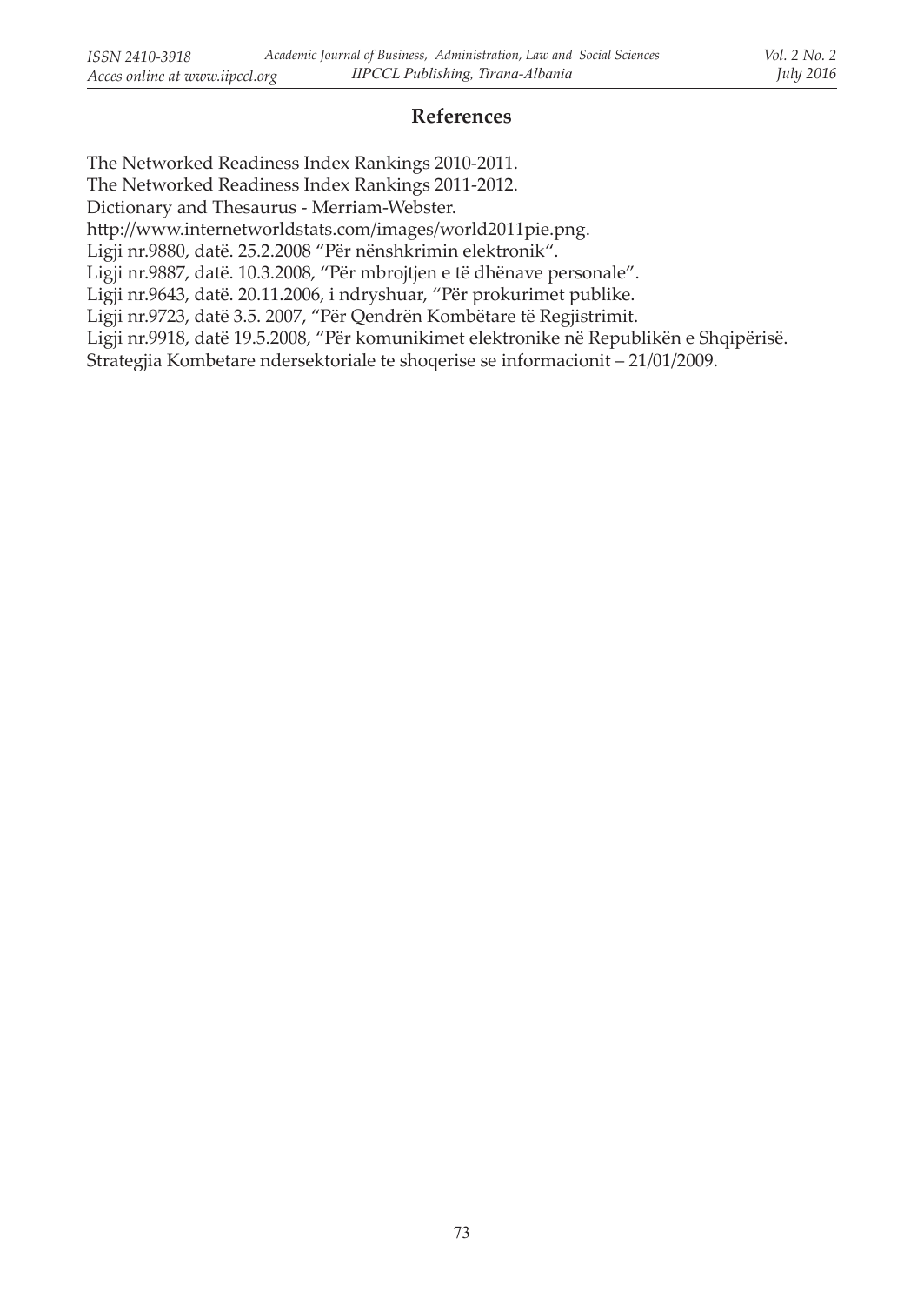## References

The Networked Readiness Index Rankings 2010-2011.

The Networked Readiness Index Rankings 2011-2012.

Dictionary and Thesaurus - Merriam-Webster.

http://www.internetworldstats.com/images/world2011pie.png.

Ligji nr.9880, datë. 25.2.2008 "Për nënshkrimin elektronik".

Ligji nr.9887, datë. 10.3.2008, "Për mbrojtjen e të dhënave personale".

Ligji nr.9643, datë. 20.11.2006, i ndryshuar, "Për prokurimet publike.

Ligji nr.9723, datë 3.5. 2007, "Për Qendrën Kombëtare të Regjistrimit.

Ligji nr.9918, datë 19.5.2008, "Për komunikimet elektronike në Republikën e Shqipërisë.

Strategjia Kombetare ndersektoriale te shoqerise se informacionit – 21/01/2009.